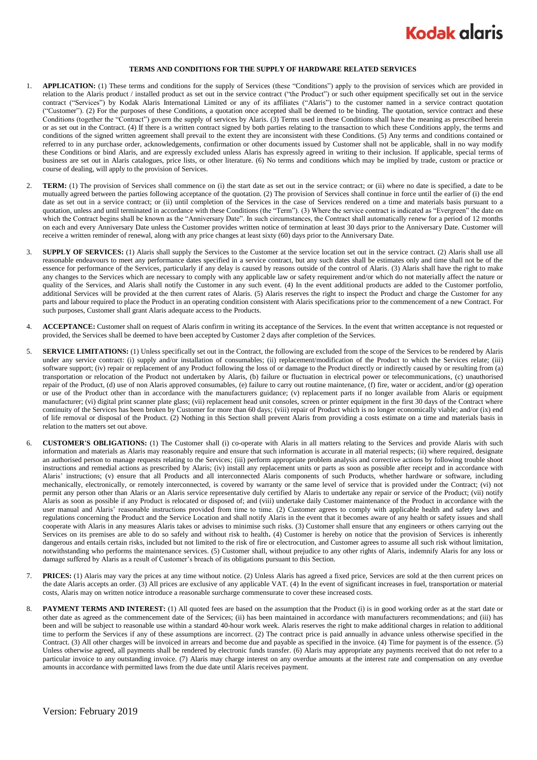Kodak alaris

# TERMS AND CONDITIONS FOR THE SUPPLY OF HARDWARE RELATED SERVICES

1. **APPLICATION:** (1) These terms and conditions for the supply of Services (these "Conditions") apply to the provision of services which are provided in relation to the Alaris product / installed product as set out in the service contract ("the Product") or such other equipment specifically set out in the service contract ("Services") by Kodak Alaris International Limited or any of its affiliates ("Alaris") to the customer named in a service contract quotation ("Customer"). (2) For the purposes of these Conditions, a quotation once accepted shall be deemed to be binding. The quotation, service contract and these Conditions (together the "Contract") govern the supply of services by Alaris. (3) Terms used in these Conditions shall have the meaning as prescribed herein or as set out in the Contract. (4) If there is a written contract signed by both parties relating to the transaction to which these Conditions apply, the terms and conditions of the signed written agreement shall prevail to the extent they are inconsistent with these Conditions. (5) Any terms and conditions contained or referred to in any purchase order, acknowledgements, confirmation or other documents issued by Customer shall not be applicable, shall in no way modify these Conditions or bind Alaris, and are expressly excluded unless Alaris has expressly agreed in writing to their inclusion. If applicable, special terms of business are set out in Alaris catalogues, price lists, or other literature. (6) No terms and conditions which may be implied by trade, custom or practice or course of dealing, will apply to the provision of Services.

2. **TERM:** (1) The provision of Services shall commence on (i) the start date as set out in the service contract; or (ii) where no date is specified, a date to be mutually agreed between the parties following acceptance of the quotation. (2) The provision of Services shall continue in force until the earlier of (i) the end date as set out in a service contract; or (ii) until completion of the Services in the case of Services rendered on a time and materials basis pursuant to a quotation, unless and until terminated in accordance with these Conditions (the "Term"). (3) Where the service contract is indicated as "Evergreen" the date on which the Contract begins shall be known as the "Anniversary Date". In such circumstances, the Contract shall automatically renew for a period of 12 months on each and every Anniversary Date unless the Customer provides written notice of termination at least 30 days prior to the Anniversary Date. Customer will receive a written reminder of renewal, along with any price changes at least sixty (60) days prior to the Anniversary Date.

3. **SUPPLY OF SERVICES:** (1) Alaris shall supply the Services to the Customer at the service location set out in the service contract. (2) Alaris shall use all reasonable endeavours to meet any performance dates specified in a service contract, but any such dates shall be estimates only and time shall not be of the essence for performance of the Services, particularly if any delay is caused by reasons outside of the control of Alaris. (3) Alaris shall have the right to make any changes to the Services which are necessary to comply with any applicable law or safety requirement and/or which do not materially affect the nature or quality of the Services, and Alaris shall notify the Customer in any such event. (4) In the event additional products are added to the Customer portfolio, additional Services will be provided at the then current rates of Alaris. (5) Alaris reserves the right to inspect the Product and charge the Customer for any parts and labour required to place the Product in an operating condition consistent with Alaris specifications prior to the commencement of a new Contract. For such purposes, Customer shall grant Alaris adequate access to the Products.

4. **ACCEPTANCE:** Customer shall on request of Alaris confirm in writing its acceptance of the Services. In the event that written acceptance is not requested or provided, the Services shall be deemed to have been accepted by Customer 2 days after completion of the Services.

5. **SERVICE LIMITATIONS:** (1) Unless specifically set out in the Contract, the following are excluded from the scope of the Services to be rendered by Alaris under any service contract: (i) supply and/or installation of consumables; (ii) replacement/modification of the Product to which the Services relate; (iii) software support; (iv) repair or replacement of any Product following the loss of or damage to the Product directly or indirectly caused by or resulting from (a) transportation or relocation of the Product not undertaken by Alaris, (b) failure or fluctuation in electrical power or telecommunications, (c) unauthorised repair of the Product, (d) use of non Alaris approved consumables, (e) failure to carry out routine maintenance, (f) fire, water or accident, and/or (g) operation or use of the Product other than in accordance with the manufacturers guidance; (v) replacement parts if no longer available from Alaris or equipment manufacturer; (vi) digital print scanner plate glass; (vii) replacement head unit consoles, screen or printer equipment in the first 30 days of the Contract where continuity of the Services has been broken by Customer for more than 60 days; (viii) repair of Product which is no longer economically viable; and/or (ix) end of life removal or disposal of the Product. (2) Nothing in this Section shall prevent Alaris from providing a costs estimate on a time and materials basis in relation to the matters set out above.

6. **CUSTOMER'S OBLIGATIONS:** (1) The Customer shall (i) co-operate with Alaris in all matters relating to the Services and provide Alaris with such information and materials as Alaris may reasonably require and ensure that such information is accurate in all material respects; (ii) where required, designate an authorised person to manage requests relating to the Services; (iii) perform appropriate problem analysis and corrective actions by following trouble shoot instructions and remedial actions as prescribed by Alaris; (iv) install any replacement units or parts as soon as possible after receipt and in accordance with Alaris' instructions; (v) ensure that all Products and all interconnected Alaris components of such Products, whether hardware or software, including mechanically, electronically, or remotely interconnected, is covered by warranty or the same level of service that is provided under the Contract; (vi) not permit any person other than Alaris or an Alaris service representative duly certified by Alaris to undertake any repair or service of the Product; (vii) notify Alaris as soon as possible if any Product is relocated or disposed of; and (viii) undertake daily Customer maintenance of the Product in accordance with the user manual and Alaris' reasonable instructions provided from time to time. (2) Customer agrees to comply with applicable health and safety laws and regulations concerning the Product and the Service Location and shall notify Alaris in the event that it becomes aware of any health or safety issues and shall cooperate with Alaris in any measures Alaris takes or advises to minimise such risks. (3) Customer shall ensure that any engineers or others carrying out the Services on its premises are able to do so safely and without risk to health**.** (4) Customer is hereby on notice that the provision of Services is inherently dangerous and entails certain risks, included but not limited to the risk of fire or electrocution, and Customer agrees to assume all such risk without limitation, notwithstanding who performs the maintenance services. (5) Customer shall, without prejudice to any other rights of Alaris, indemnify Alaris for any loss or damage suffered by Alaris as a result of Customer's breach of its obligations pursuant to this Section.

7. **PRICES:** (1) Alaris may vary the prices at any time without notice. (2) Unless Alaris has agreed a fixed price, Services are sold at the then current prices on the date Alaris accepts an order. (3) All prices are exclusive of any applicable VAT. (4) In the event of significant increases in fuel, transportation or material costs, Alaris may on written notice introduce a reasonable surcharge commensurate to cover these increased costs.

8. **PAYMENT TERMS AND INTEREST:** (1) All quoted fees are based on the assumption that the Product (i) is in good working order as at the start date or other date as agreed as the commencement date of the Services; (ii) has been maintained in accordance with manufacturers recommendations; and (iii) has been and will be subject to reasonable use within a standard 40-hour work week. Alaris reserves the right to make additional charges in relation to additional time to perform the Services if any of these assumptions are incorrect. (2) The contract price is paid annually in advance unless otherwise specified in the Contract. (3) All other charges will be invoiced in arrears and become due and payable as specified in the invoice. (4) Time for payment is of the essence. (5) Unless otherwise agreed, all payments shall be rendered by electronic funds transfer. (6) Alaris may appropriate any payments received that do not refer to a particular invoice to any outstanding invoice. (7) Alaris may charge interest on any overdue amounts at the interest rate and compensation on any overdue amounts in accordance with permitted laws from the due date until Alaris receives payment.

Version: February 2019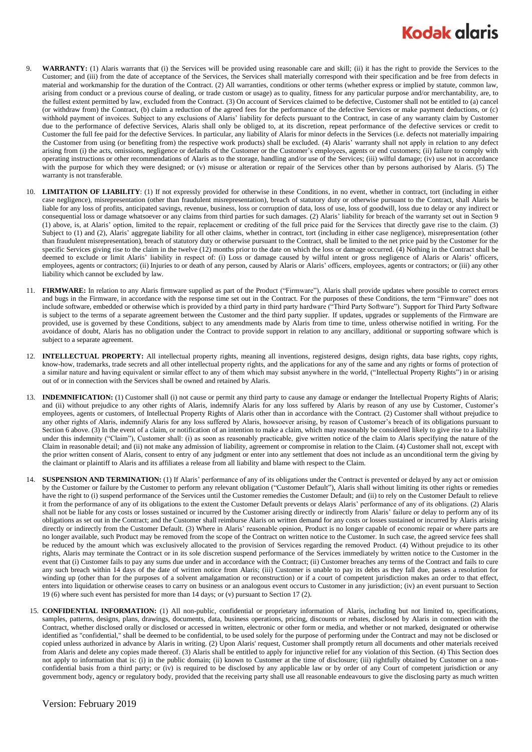9. **WARRANTY:** (1) Alaris warrants that (i) the Services will be provided using reasonable care and skill; (ii) it has the right to provide the Services to the Customer; and (iii) from the date of acceptance of the Services, the Services shall materially correspond with their specification and be free from defects in material and workmanship for the duration of the Contract. (2) All warranties, conditions or other terms (whether express or implied by statute, common law, arising from conduct or a previous course of dealing, or trade custom or usage) as to quality, fitness for any particular purpose and/or merchantability, are, to the fullest extent permitted by law, excluded from the Contract. (3) On account of Services claimed to be defective, Customer shall not be entitled to (a) cancel (or withdraw from) the Contract, (b) claim a reduction of the agreed fees for the performance of the defective Services or make payment deductions, or (c) withhold payment of invoices. Subject to any exclusions of Alaris' liability for defects pursuant to the Contract, in case of any warranty claim by Customer due to the performance of defective Services, Alaris shall only be obliged to, at its discretion, repeat performance of the defective services or credit to Customer the full fee paid for the defective Services. In particular, any liability of Alaris for minor defects in the Services (i.e. defects not materially impairing the Customer from using (or benefiting from) the respective work products) shall be excluded. (4) Alaris' warranty shall not apply in relation to any defect arising from (i) the acts, omissions, negligence or defaults of the Customer or the Customer's employees, agents or end customers; (ii) failure to comply with operating instructions or other recommendations of Alaris as to the storage, handling and/or use of the Services; (iii) wilful damage; (iv) use not in accordance with the purpose for which they were designed; or (v) misuse or alteration or repair of the Services other than by persons authorised by Alaris. (5) The warranty is not transferable.

10. **LIMITATION OF LIABILITY**: (1) If not expressly provided for otherwise in these Conditions, in no event, whether in contract, tort (including in either case negligence), misrepresentation (other than fraudulent misrepresentation), breach of statutory duty or otherwise pursuant to the Contract, shall Alaris be liable for any loss of profits, anticipated savings, revenue, business, loss or corruption of data, loss of use, loss of goodwill, loss due to delay or any indirect or consequential loss or damage whatsoever or any claims from third parties for such damages. (2) Alaris' liability for breach of the warranty set out in Section 9 (1) above, is, at Alaris' option, limited to the repair, replacement or crediting of the full price paid for the Services that directly gave rise to the claim. (3) Subject to (1) and (2), Alaris' aggregate liability for all other claims, whether in contract, tort (including in either case negligence), misrepresentation (other than fraudulent misrepresentation), breach of statutory duty or otherwise pursuant to the Contract, shall be limited to the net price paid by the Customer for the specific Services giving rise to the claim in the twelve (12) months prior to the date on which the loss or damage occurred. (4) Nothing in the Contract shall be deemed to exclude or limit Alaris' liability in respect of: (i) Loss or damage caused by wilful intent or gross negligence of Alaris or Alaris' officers, employees, agents or contractors; (ii) Injuries to or death of any person, caused by Alaris or Alaris' officers, employees, agents or contractors; or (iii) any other liability which cannot be excluded by law.

11. **FIRMWARE:** In relation to any Alaris firmware supplied as part of the Product ("Firmware"), Alaris shall provide updates where possible to correct errors and bugs in the Firmware, in accordance with the response time set out in the Contract. For the purposes of these Conditions, the term "Firmware" does not include software, embedded or otherwise which is provided by a third party in third party hardware ("Third Party Software"). Support for Third Party Software is subject to the terms of a separate agreement between the Customer and the third party supplier. If updates, upgrades or supplements of the Firmware are provided, use is governed by these Conditions, subject to any amendments made by Alaris from time to time, unless otherwise notified in writing. For the avoidance of doubt, Alaris has no obligation under the Contract to provide support in relation to any ancillary, additional or supporting software which is subject to a separate agreement.

12. **INTELLECTUAL PROPERTY:** All intellectual property rights, meaning all inventions, registered designs, design rights, data base rights, copy rights, know-how, trademarks, trade secrets and all other intellectual property rights, and the applications for any of the same and any rights or forms of protection of a similar nature and having equivalent or similar effect to any of them which may subsist anywhere in the world, ("Intellectual Property Rights") in or arising out of or in connection with the Services shall be owned and retained by Alaris.

13. **INDEMNIFICATION:** (1) Customer shall (i) not cause or permit any third party to cause any damage or endanger the Intellectual Property Rights of Alaris; and (ii) without prejudice to any other rights of Alaris, indemnify Alaris for any loss suffered by Alaris by reason of any use by Customer, Customer's employees, agents or customers, of Intellectual Property Rights of Alaris other than in accordance with the Contract. (2) Customer shall without prejudice to any other rights of Alaris, indemnify Alaris for any loss suffered by Alaris, howsoever arising, by reason of Customer's breach of its obligations pursuant to Section 6 above. (3) In the event of a claim, or notification of an intention to make a claim, which may reasonably be considered likely to give rise to a liability under this indemnity ("Claim"), Customer shall: (i) as soon as reasonably practicable, give written notice of the claim to Alaris specifying the nature of the Claim in reasonable detail; and (ii) not make any admission of liability, agreement or compromise in relation to the Claim. (4) Customer shall not, except with the prior written consent of Alaris, consent to entry of any judgment or enter into any settlement that does not include as an unconditional term the giving by the claimant or plaintiff to Alaris and its affiliates a release from all liability and blame with respect to the Claim.

14. **SUSPENSION AND TERMINATION:** (1) If Alaris' performance of any of its obligations under the Contract is prevented or delayed by any act or omission by the Customer or failure by the Customer to perform any relevant obligation ("Customer Default"), Alaris shall without limiting its other rights or remedies have the right to (i) suspend performance of the Services until the Customer remedies the Customer Default; and (ii) to rely on the Customer Default to relieve it from the performance of any of its obligations to the extent the Customer Default prevents or delays Alaris' performance of any of its obligations. (2) Alaris shall not be liable for any costs or losses sustained or incurred by the Customer arising directly or indirectly from Alaris' failure or delay to perform any of its obligations as set out in the Contract; and the Customer shall reimburse Alaris on written demand for any costs or losses sustained or incurred by Alaris arising directly or indirectly from the Customer Default. (3) Where in Alaris' reasonable opinion, Product is no longer capable of economic repair or where parts are no longer available, such Product may be removed from the scope of the Contract on written notice to the Customer. In such case, the agreed service fees shall be reduced by the amount which was exclusively allocated to the provision of Services regarding the removed Product. (4) Without prejudice to its other rights, Alaris may terminate the Contract or in its sole discretion suspend performance of the Services immediately by written notice to the Customer in the event that (i) Customer fails to pay any sums due under and in accordance with the Contract; (ii) Customer breaches any terms of the Contract and fails to cure any such breach within 14 days of the date of written notice from Alaris; (iii) Customer is unable to pay its debts as they fall due, passes a resolution for winding up (other than for the purposes of a solvent amalgamation or reconstruction) or if a court of competent jurisdiction makes an order to that effect, enters into liquidation or otherwise ceases to carry on business or an analogous event occurs to Customer in any jurisdiction; (iv) an event pursuant to Section 19 (6) where such event has persisted for more than 14 days; or (v) pursuant to Section 17 (2).

15. **CONFIDENTIAL INFORMATION:** (1) All non-public, confidential or proprietary information of Alaris, including but not limited to, specifications, samples, patterns, designs, plans, drawings, documents, data, business operations, pricing, discounts or rebates, disclosed by Alaris in connection with the Contract, whether disclosed orally or disclosed or accessed in written, electronic or other form or media, and whether or not marked, designated or otherwise identified as "confidential," shall be deemed to be confidential, to be used solely for the purpose of performing under the Contract and may not be disclosed or copied unless authorized in advance by Alaris in writing. (2) Upon Alaris' request, Customer shall promptly return all documents and other materials received from Alaris and delete any copies made thereof. (3) Alaris shall be entitled to apply for injunctive relief for any violation of this Section. (4) This Section does not apply to information that is: (i) in the public domain; (ii) known to Customer at the time of disclosure; (iii) rightfully obtained by Customer on a non-confidential basis from a third party; or (iv) is required to be disclosed by any applicable law or by order of any Court of competent jurisdiction or any government body, agency or regulatory body, provided that the receiving party shall use all reasonable endeavours to give the disclosing party as much written

Version: February 2019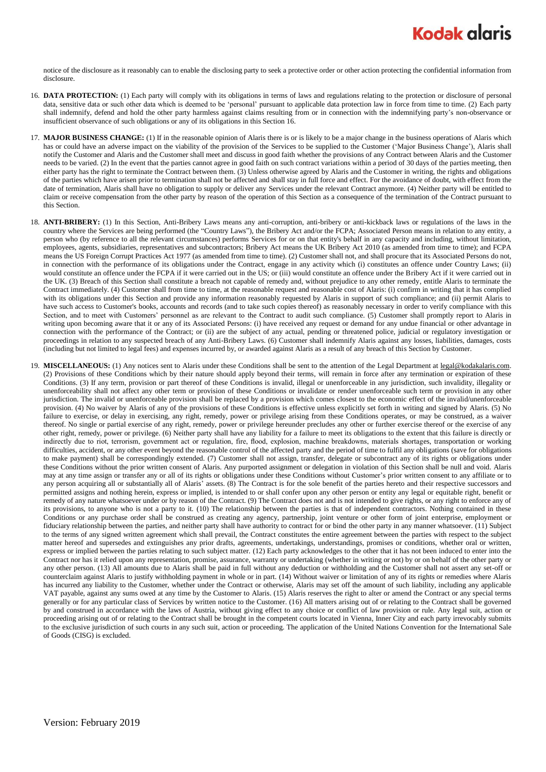notice of the disclosure as it reasonably can to enable the disclosing party to seek a protective order or other action protecting the confidential information from disclosure.

16. **DATA PROTECTION:** (1) Each party will comply with its obligations in terms of laws and regulations relating to the protection or disclosure of personal data, sensitive data or such other data which is deemed to be 'personal' pursuant to applicable data protection law in force from time to time. (2) Each party shall indemnify, defend and hold the other party harmless against claims resulting from or in connection with the indemnifying party's non-observance or insufficient observance of such obligations or any of its obligations in this Section 16.

17. **MAJOR BUSINESS CHANGE:** (1) If in the reasonable opinion of Alaris there is or is likely to be a major change in the business operations of Alaris which has or could have an adverse impact on the viability of the provision of the Services to be supplied to the Customer ('Major Business Change'), Alaris shall notify the Customer and Alaris and the Customer shall meet and discuss in good faith whether the provisions of any Contract between Alaris and the Customer needs to be varied. (2) In the event that the parties cannot agree in good faith on such contract variations within a period of 30 days of the parties meeting, then either party has the right to terminate the Contract between them. (3) Unless otherwise agreed by Alaris and the Customer in writing, the rights and obligations of the parties which have arisen prior to termination shall not be affected and shall stay in full force and effect. For the avoidance of doubt, with effect from the date of termination, Alaris shall have no obligation to supply or deliver any Services under the relevant Contract anymore. (4) Neither party will be entitled to claim or receive compensation from the other party by reason of the operation of this Section as a consequence of the termination of the Contract pursuant to this Section.

18. **ANTI-BRIBERY:** (1) In this Section, Anti-Bribery Laws means any anti-corruption, anti-bribery or anti-kickback laws or regulations of the laws in the country where the Services are being performed (the "Country Laws"), the Bribery Act and/or the FCPA; Associated Person means in relation to any entity, a person who (by reference to all the relevant circumstances) performs Services for or on that entity's behalf in any capacity and including, without limitation, employees, agents, subsidiaries, representatives and subcontractors; Bribery Act means the UK Bribery Act 2010 (as amended from time to time); and FCPA means the US Foreign Corrupt Practices Act 1977 (as amended from time to time). (2) Customer shall not, and shall procure that its Associated Persons do not, in connection with the performance of its obligations under the Contract, engage in any activity which (i) constitutes an offence under Country Laws; (ii) would constitute an offence under the FCPA if it were carried out in the US; or (iii) would constitute an offence under the Bribery Act if it were carried out in the UK. (3) Breach of this Section shall constitute a breach not capable of remedy and, without prejudice to any other remedy, entitle Alaris to terminate the Contract immediately. (4) Customer shall from time to time, at the reasonable request and reasonable cost of Alaris: (i) confirm in writing that it has complied with its obligations under this Section and provide any information reasonably requested by Alaris in support of such compliance; and (ii) permit Alaris to have such access to Customer's books, accounts and records (and to take such copies thereof) as reasonably necessary in order to verify compliance with this Section, and to meet with Customers' personnel as are relevant to the Contract to audit such compliance. (5) Customer shall promptly report to Alaris in writing upon becoming aware that it or any of its Associated Persons: (i) have received any request or demand for any undue financial or other advantage in connection with the performance of the Contract; or (ii) are the subject of any actual, pending or threatened police, judicial or regulatory investigation or proceedings in relation to any suspected breach of any Anti-Bribery Laws. (6) Customer shall indemnify Alaris against any losses, liabilities, damages, costs (including but not limited to legal fees) and expenses incurred by, or awarded against Alaris as a result of any breach of this Section by Customer.

19. **MISCELLANEOUS:** (1) Any notices sent to Alaris under these Conditions shall be sent to the attention of the Legal Department at legal@kodakalaris.com. (2) Provisions of these Conditions which by their nature should apply beyond their terms, will remain in force after any termination or expiration of these Conditions. (3) If any term, provision or part thereof of these Conditions is invalid, illegal or unenforceable in any jurisdiction, such invalidity, illegality or unenforceability shall not affect any other term or provision of these Conditions or invalidate or render unenforceable such term or provision in any other jurisdiction. The invalid or unenforceable provision shall be replaced by a provision which comes closest to the economic effect of the invalid/unenforceable provision. (4) No waiver by Alaris of any of the provisions of these Conditions is effective unless explicitly set forth in writing and signed by Alaris. (5) No failure to exercise, or delay in exercising, any right, remedy, power or privilege arising from these Conditions operates, or may be construed, as a waiver thereof. No single or partial exercise of any right, remedy, power or privilege hereunder precludes any other or further exercise thereof or the exercise of any other right, remedy, power or privilege. (6) Neither party shall have any liability for a failure to meet its obligations to the extent that this failure is directly or indirectly due to riot, terrorism, government act or regulation, fire, flood, explosion, machine breakdowns, materials shortages, transportation or working difficulties, accident, or any other event beyond the reasonable control of the affected party and the period of time to fulfil any obligations (save for obligations to make payment) shall be correspondingly extended. (7) Customer shall not assign, transfer, delegate or subcontract any of its rights or obligations under these Conditions without the prior written consent of Alaris. Any purported assignment or delegation in violation of this Section shall be null and void. Alaris may at any time assign or transfer any or all of its rights or obligations under these Conditions without Customer's prior written consent to any affiliate or to any person acquiring all or substantially all of Alaris' assets. (8) The Contract is for the sole benefit of the parties hereto and their respective successors and permitted assigns and nothing herein, express or implied, is intended to or shall confer upon any other person or entity any legal or equitable right, benefit or remedy of any nature whatsoever under or by reason of the Contract. (9) The Contract does not and is not intended to give rights, or any right to enforce any of its provisions, to anyone who is not a party to it. (10) The relationship between the parties is that of independent contractors. Nothing contained in these Conditions or any purchase order shall be construed as creating any agency, partnership, joint venture or other form of joint enterprise, employment or fiduciary relationship between the parties, and neither party shall have authority to contract for or bind the other party in any manner whatsoever. (11) Subject to the terms of any signed written agreement which shall prevail, the Contract constitutes the entire agreement between the parties with respect to the subject matter hereof and supersedes and extinguishes any prior drafts, agreements, undertakings, understandings, promises or conditions, whether oral or written, express or implied between the parties relating to such subject matter. (12) Each party acknowledges to the other that it has not been induced to enter into the Contract nor has it relied upon any representation, promise, assurance, warranty or undertaking (whether in writing or not) by or on behalf of the other party or any other person. (13) All amounts due to Alaris shall be paid in full without any deduction or withholding and the Customer shall not assert any set-off or counterclaim against Alaris to justify withholding payment in whole or in part. (14) Without waiver or limitation of any of its rights or remedies where Alaris has incurred any liability to the Customer, whether under the Contract or otherwise, Alaris may set off the amount of such liability, including any applicable VAT payable, against any sums owed at any time by the Customer to Alaris. (15) Alaris reserves the right to alter or amend the Contract or any special terms generally or for any particular class of Services by written notice to the Customer. (16) All matters arising out of or relating to the Contract shall be governed by and construed in accordance with the laws of Austria, without giving effect to any choice or conflict of law provision or rule. Any legal suit, action or proceeding arising out of or relating to the Contract shall be brought in the competent courts located in Vienna, Inner City and each party irrevocably submits to the exclusive jurisdiction of such courts in any such suit, action or proceeding. The application of the United Nations Convention for the International Sale of Goods (CISG) is excluded.

Version: February 2019